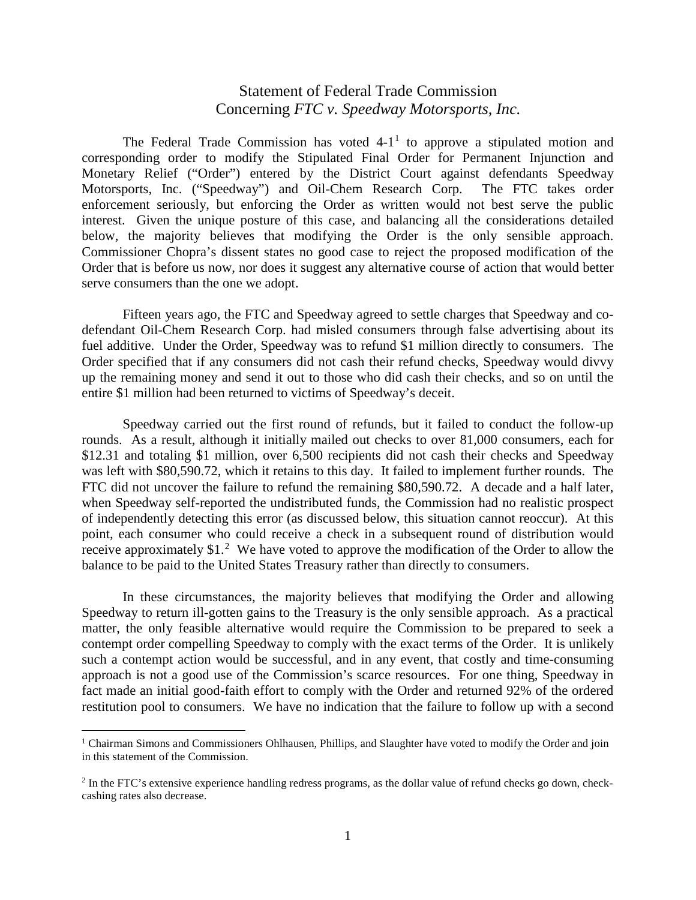# Statement of Federal Trade Commission
## Concerning *FTC v. Speedway Motorsports, Inc.*

The Federal Trade Commission has voted 4-1[1] to approve a stipulated motion and corresponding order to modify the Stipulated Final Order for Permanent Injunction and Monetary Relief ("Order") entered by the District Court against defendants Speedway Motorsports, Inc. ("Speedway") and Oil-Chem Research Corp. The FTC takes order enforcement seriously, but enforcing the Order as written would not best serve the public interest. Given the unique posture of this case, and balancing all the considerations detailed below, the majority believes that modifying the Order is the only sensible approach. Commissioner Chopra's dissent states no good case to reject the proposed modification of the Order that is before us now, nor does it suggest any alternative course of action that would better serve consumers than the one we adopt.

Fifteen years ago, the FTC and Speedway agreed to settle charges that Speedway and co-defendant Oil-Chem Research Corp. had misled consumers through false advertising about its fuel additive. Under the Order, Speedway was to refund $1 million directly to consumers. The Order specified that if any consumers did not cash their refund checks, Speedway would divvy up the remaining money and send it out to those who did cash their checks, and so on until the entire $1 million had been returned to victims of Speedway's deceit.

Speedway carried out the first round of refunds, but it failed to conduct the follow-up rounds. As a result, although it initially mailed out checks to over 81,000 consumers, each for $12.31 and totaling $1 million, over 6,500 recipients did not cash their checks and Speedway was left with $80,590.72, which it retains to this day. It failed to implement further rounds. The FTC did not uncover the failure to refund the remaining $80,590.72. A decade and a half later, when Speedway self-reported the undistributed funds, the Commission had no realistic prospect of independently detecting this error (as discussed below, this situation cannot reoccur). At this point, each consumer who could receive a check in a subsequent round of distribution would receive approximately $1.[2] We have voted to approve the modification of the Order to allow the balance to be paid to the United States Treasury rather than directly to consumers.

In these circumstances, the majority believes that modifying the Order and allowing Speedway to return ill-gotten gains to the Treasury is the only sensible approach. As a practical matter, the only feasible alternative would require the Commission to be prepared to seek a contempt order compelling Speedway to comply with the exact terms of the Order. It is unlikely such a contempt action would be successful, and in any event, that costly and time-consuming approach is not a good use of the Commission's scarce resources. For one thing, Speedway in fact made an initial good-faith effort to comply with the Order and returned 92% of the ordered restitution pool to consumers. We have no indication that the failure to follow up with a second

---

[1] Chairman Simons and Commissioners Ohlhausen, Phillips, and Slaughter have voted to modify the Order and join in this statement of the Commission.

[2] In the FTC's extensive experience handling redress programs, as the dollar value of refund checks go down, check-cashing rates also decrease.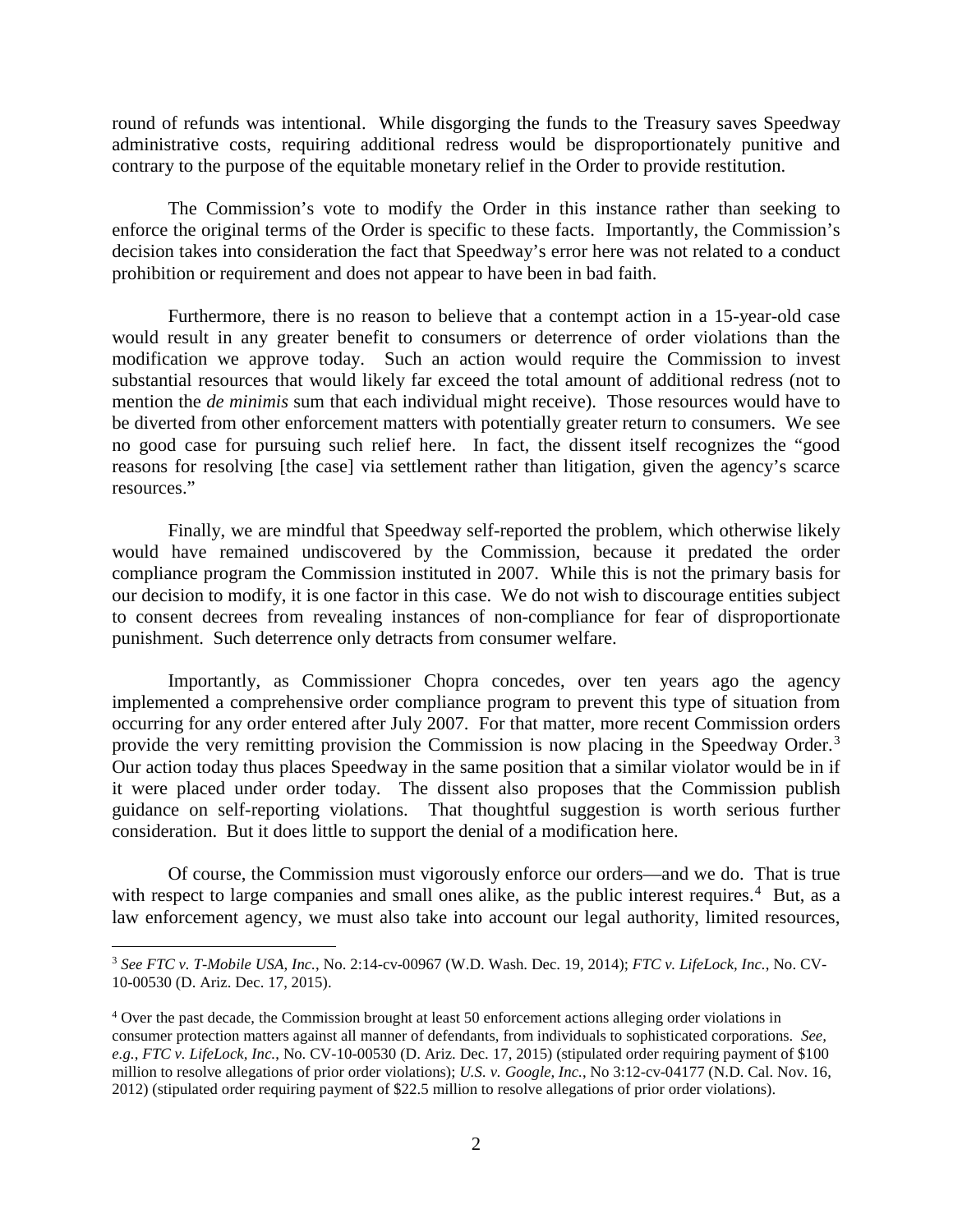round of refunds was intentional. While disgorging the funds to the Treasury saves Speedway administrative costs, requiring additional redress would be disproportionately punitive and contrary to the purpose of the equitable monetary relief in the Order to provide restitution.

The Commission's vote to modify the Order in this instance rather than seeking to enforce the original terms of the Order is specific to these facts. Importantly, the Commission's decision takes into consideration the fact that Speedway's error here was not related to a conduct prohibition or requirement and does not appear to have been in bad faith.

Furthermore, there is no reason to believe that a contempt action in a 15-year-old case would result in any greater benefit to consumers or deterrence of order violations than the modification we approve today. Such an action would require the Commission to invest substantial resources that would likely far exceed the total amount of additional redress (not to mention the *de minimis* sum that each individual might receive). Those resources would have to be diverted from other enforcement matters with potentially greater return to consumers. We see no good case for pursuing such relief here. In fact, the dissent itself recognizes the "good reasons for resolving [the case] via settlement rather than litigation, given the agency's scarce resources."

Finally, we are mindful that Speedway self-reported the problem, which otherwise likely would have remained undiscovered by the Commission, because it predated the order compliance program the Commission instituted in 2007. While this is not the primary basis for our decision to modify, it is one factor in this case. We do not wish to discourage entities subject to consent decrees from revealing instances of non-compliance for fear of disproportionate punishment. Such deterrence only detracts from consumer welfare.

Importantly, as Commissioner Chopra concedes, over ten years ago the agency implemented a comprehensive order compliance program to prevent this type of situation from occurring for any order entered after July 2007. For that matter, more recent Commission orders provide the very remitting provision the Commission is now placing in the Speedway Order.[3] Our action today thus places Speedway in the same position that a similar violator would be in if it were placed under order today. The dissent also proposes that the Commission publish guidance on self-reporting violations. That thoughtful suggestion is worth serious further consideration. But it does little to support the denial of a modification here.

Of course, the Commission must vigorously enforce our orders—and we do. That is true with respect to large companies and small ones alike, as the public interest requires.[4] But, as a law enforcement agency, we must also take into account our legal authority, limited resources,

---

[3] *See FTC v. T-Mobile USA, Inc.*, No. 2:14-cv-00967 (W.D. Wash. Dec. 19, 2014); *FTC v. LifeLock, Inc.*, No. CV-10-00530 (D. Ariz. Dec. 17, 2015).

[4] Over the past decade, the Commission brought at least 50 enforcement actions alleging order violations in consumer protection matters against all manner of defendants, from individuals to sophisticated corporations. *See, e.g.*, *FTC v. LifeLock, Inc.*, No. CV-10-00530 (D. Ariz. Dec. 17, 2015) (stipulated order requiring payment of $100 million to resolve allegations of prior order violations); *U.S. v. Google, Inc.*, No 3:12-cv-04177 (N.D. Cal. Nov. 16, 2012) (stipulated order requiring payment of $22.5 million to resolve allegations of prior order violations).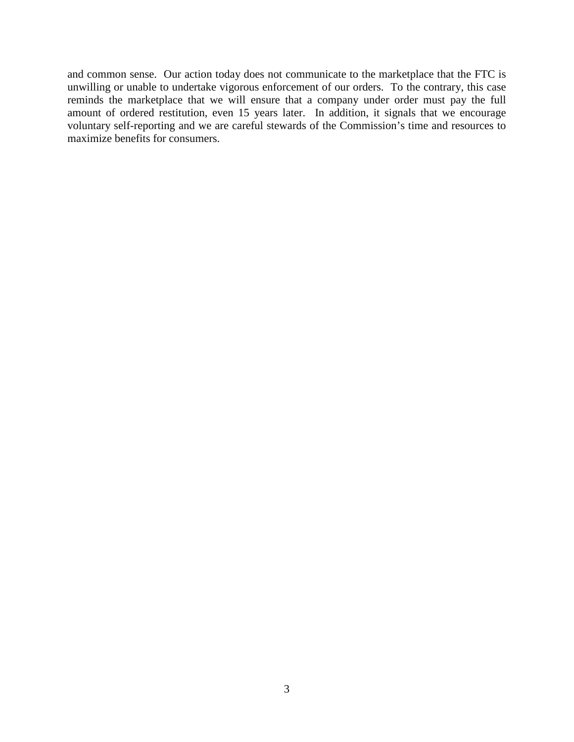and common sense. Our action today does not communicate to the marketplace that the FTC is unwilling or unable to undertake vigorous enforcement of our orders. To the contrary, this case reminds the marketplace that we will ensure that a company under order must pay the full amount of ordered restitution, even 15 years later. In addition, it signals that we encourage voluntary self-reporting and we are careful stewards of the Commission's time and resources to maximize benefits for consumers.